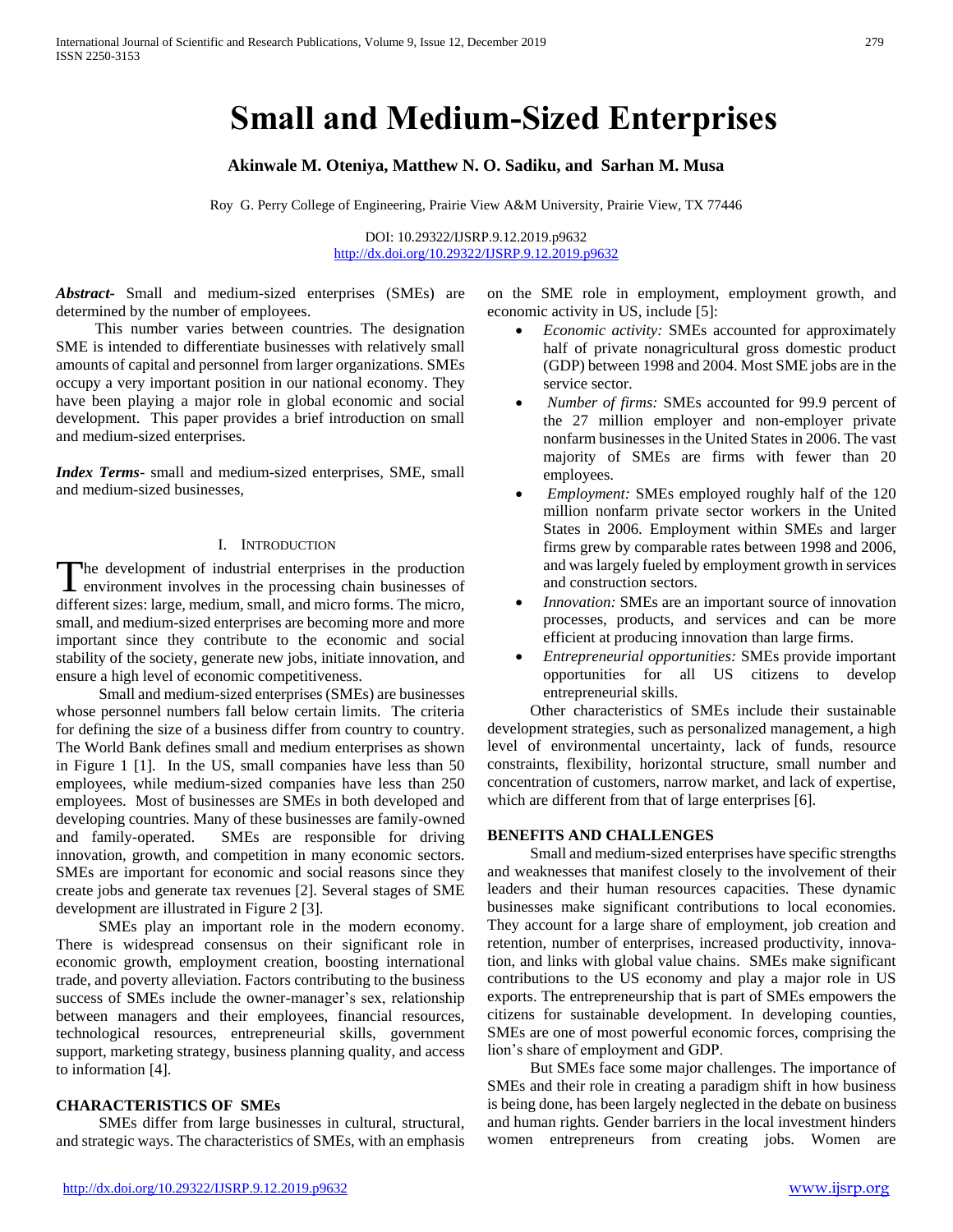# Small and Medium-Sized Enterprises

**Akinwale M. Oteniya, Matthew N. O. Sadiku, and Sarhan M. Musa**

Roy G. Perry College of Engineering, Prairie View A&M University, Prairie View, TX 77446

DOI: 10.29322/IJSRP.9.12.2019.p9632
http://dx.doi.org/10.29322/IJSRP.9.12.2019.p9632

***Abstract***- Small and medium-sized enterprises (SMEs) are determined by the number of employees.

This number varies between countries. The designation SME is intended to differentiate businesses with relatively small amounts of capital and personnel from larger organizations. SMEs occupy a very important position in our national economy. They have been playing a major role in global economic and social development. This paper provides a brief introduction on small and medium-sized enterprises.

***Index Terms***- small and medium-sized enterprises, SME, small and medium-sized businesses,

## I. Introduction

The development of industrial enterprises in the production environment involves in the processing chain businesses of different sizes: large, medium, small, and micro forms. The micro, small, and medium-sized enterprises are becoming more and more important since they contribute to the economic and social stability of the society, generate new jobs, initiate innovation, and ensure a high level of economic competitiveness.

Small and medium-sized enterprises (SMEs) are businesses whose personnel numbers fall below certain limits. The criteria for defining the size of a business differ from country to country. The World Bank defines small and medium enterprises as shown in Figure 1 [1]. In the US, small companies have less than 50 employees, while medium-sized companies have less than 250 employees. Most of businesses are SMEs in both developed and developing countries. Many of these businesses are family-owned and family-operated. SMEs are responsible for driving innovation, growth, and competition in many economic sectors. SMEs are important for economic and social reasons since they create jobs and generate tax revenues [2]. Several stages of SME development are illustrated in Figure 2 [3].

SMEs play an important role in the modern economy. There is widespread consensus on their significant role in economic growth, employment creation, boosting international trade, and poverty alleviation. Factors contributing to the business success of SMEs include the owner-manager's sex, relationship between managers and their employees, financial resources, technological resources, entrepreneurial skills, government support, marketing strategy, business planning quality, and access to information [4].

## CHARACTERISTICS OF SMEs

SMEs differ from large businesses in cultural, structural, and strategic ways. The characteristics of SMEs, with an emphasis on the SME role in employment, employment growth, and economic activity in US, include [5]:

- *Economic activity:* SMEs accounted for approximately half of private nonagricultural gross domestic product (GDP) between 1998 and 2004. Most SME jobs are in the service sector.
- *Number of firms:* SMEs accounted for 99.9 percent of the 27 million employer and non-employer private nonfarm businesses in the United States in 2006. The vast majority of SMEs are firms with fewer than 20 employees.
- *Employment:* SMEs employed roughly half of the 120 million nonfarm private sector workers in the United States in 2006. Employment within SMEs and larger firms grew by comparable rates between 1998 and 2006, and was largely fueled by employment growth in services and construction sectors.
- *Innovation:* SMEs are an important source of innovation processes, products, and services and can be more efficient at producing innovation than large firms.
- *Entrepreneurial opportunities:* SMEs provide important opportunities for all US citizens to develop entrepreneurial skills.

Other characteristics of SMEs include their sustainable development strategies, such as personalized management, a high level of environmental uncertainty, lack of funds, resource constraints, flexibility, horizontal structure, small number and concentration of customers, narrow market, and lack of expertise, which are different from that of large enterprises [6].

## BENEFITS AND CHALLENGES

Small and medium-sized enterprises have specific strengths and weaknesses that manifest closely to the involvement of their leaders and their human resources capacities. These dynamic businesses make significant contributions to local economies. They account for a large share of employment, job creation and retention, number of enterprises, increased productivity, innovation, and links with global value chains. SMEs make significant contributions to the US economy and play a major role in US exports. The entrepreneurship that is part of SMEs empowers the citizens for sustainable development. In developing counties, SMEs are one of most powerful economic forces, comprising the lion's share of employment and GDP.

But SMEs face some major challenges. The importance of SMEs and their role in creating a paradigm shift in how business is being done, has been largely neglected in the debate on business and human rights. Gender barriers in the local investment hinders women entrepreneurs from creating jobs. Women are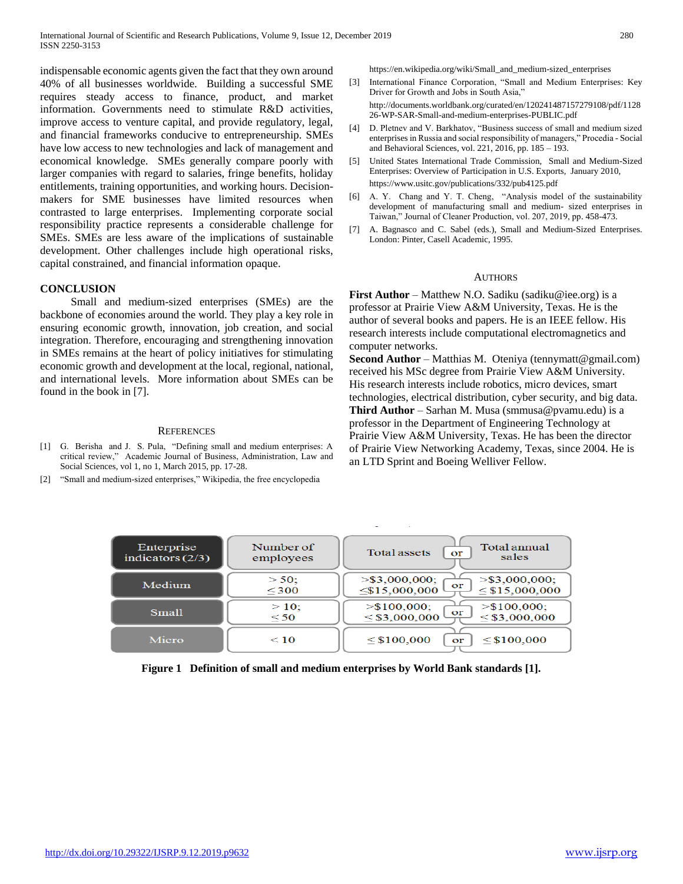indispensable economic agents given the fact that they own around 40% of all businesses worldwide. Building a successful SME requires steady access to finance, product, and market information. Governments need to stimulate R&D activities, improve access to venture capital, and provide regulatory, legal, and financial frameworks conducive to entrepreneurship. SMEs have low access to new technologies and lack of management and economical knowledge. SMEs generally compare poorly with larger companies with regard to salaries, fringe benefits, holiday entitlements, training opportunities, and working hours. Decision-makers for SME businesses have limited resources when contrasted to large enterprises. Implementing corporate social responsibility practice represents a considerable challenge for SMEs. SMEs are less aware of the implications of sustainable development. Other challenges include high operational risks, capital constrained, and financial information opaque.

## CONCLUSION

Small and medium-sized enterprises (SMEs) are the backbone of economies around the world. They play a key role in ensuring economic growth, innovation, job creation, and social integration. Therefore, encouraging and strengthening innovation in SMEs remains at the heart of policy initiatives for stimulating economic growth and development at the local, regional, national, and international levels. More information about SMEs can be found in the book in [7].

## REFERENCES

[1] G. Berisha and J. S. Pula, "Defining small and medium enterprises: A critical review," Academic Journal of Business, Administration, Law and Social Sciences, vol 1, no 1, March 2015, pp. 17-28.

[2] "Small and medium-sized enterprises," Wikipedia, the free encyclopedia https://en.wikipedia.org/wiki/Small_and_medium-sized_enterprises

[3] International Finance Corporation, "Small and Medium Enterprises: Key Driver for Growth and Jobs in South Asia," http://documents.worldbank.org/curated/en/120241487157279108/pdf/112826-WP-SAR-Small-and-medium-enterprises-PUBLIC.pdf

[4] D. Pletnev and V. Barkhatov, "Business success of small and medium sized enterprises in Russia and social responsibility of managers," Procedia - Social and Behavioral Sciences, vol. 221, 2016, pp. 185 – 193.

[5] United States International Trade Commission, Small and Medium-Sized Enterprises: Overview of Participation in U.S. Exports, January 2010, https://www.usitc.gov/publications/332/pub4125.pdf

[6] A. Y. Chang and Y. T. Cheng, "Analysis model of the sustainability development of manufacturing small and medium- sized enterprises in Taiwan," Journal of Cleaner Production, vol. 207, 2019, pp. 458-473.

[7] A. Bagnasco and C. Sabel (eds.), Small and Medium-Sized Enterprises. London: Pinter, Casell Academic, 1995.

## AUTHORS

**First Author** – Matthew N.O. Sadiku (sadiku@iee.org) is a professor at Prairie View A&M University, Texas. He is the author of several books and papers. He is an IEEE fellow. His research interests include computational electromagnetics and computer networks.

**Second Author** – Matthias M. Oteniya (tennymatt@gmail.com) received his MSc degree from Prairie View A&M University. His research interests include robotics, micro devices, smart technologies, electrical distribution, cyber security, and big data.

**Third Author** – Sarhan M. Musa (smmusa@pvamu.edu) is a professor in the Department of Engineering Technology at Prairie View A&M University, Texas. He has been the director of Prairie View Networking Academy, Texas, since 2004. He is an LTD Sprint and Boeing Welliver Fellow.

| Enterprise indicators (2/3) | Number of employees | Total assets | | Total annual sales |
|---|---|---|---|---|
| Medium | > 50; ≤ 300 | >$3,000,000; ≤$15,000,000 | or | >$3,000,000; ≤ $15,000,000 |
| Small | > 10; ≤ 50 | >$100,000; ≤ $3,000,000 | or | >$100,000; ≤ $3,000,000 |
| Micro | < 10 | ≤ $100,000 | or | ≤ $100,000 |

**Figure 1 Definition of small and medium enterprises by World Bank standards [1].**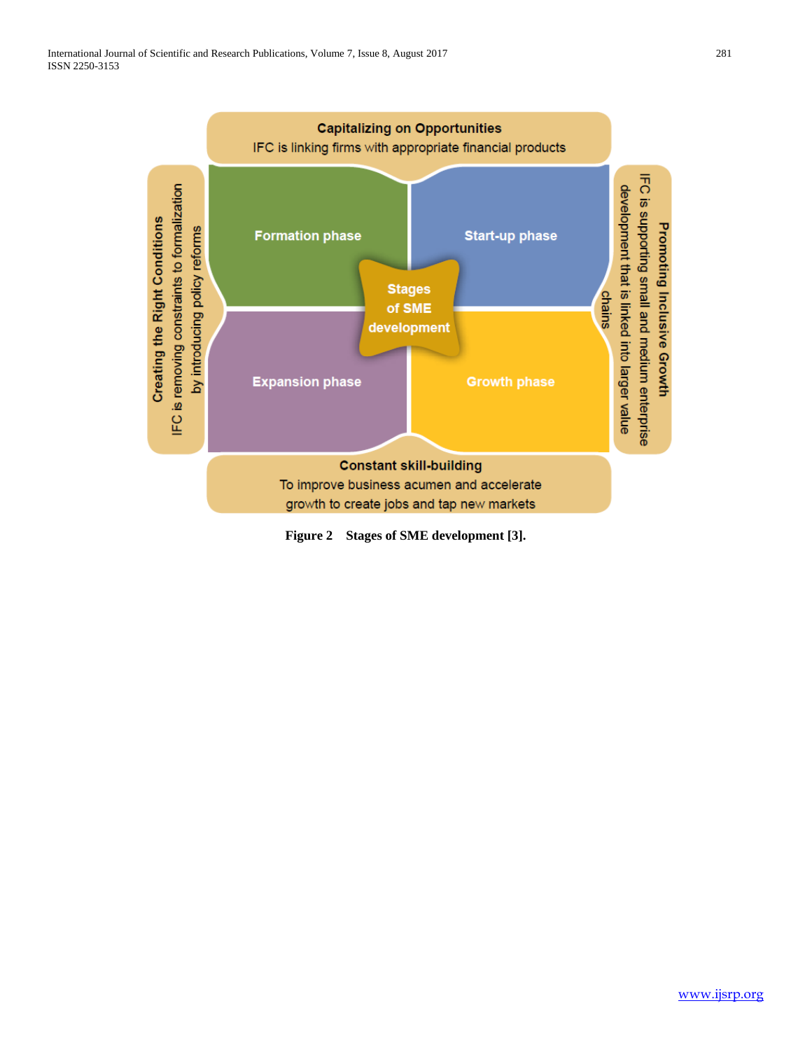Capitalizing on Opportunities

IFC is linking firms with appropriate financial products

Creating the Right Conditions

IFC is removing constraints to formalization by introducing policy reforms

Formation phase

Start-up phase

Stages of SME development

Expansion phase

Growth phase

Promoting Inclusive Growth

IFC is supporting small and medium enterprise development that is linked into larger value chains

Constant skill-building

To improve business acumen and accelerate growth to create jobs and tap new markets

**Figure 2 Stages of SME development [3].**